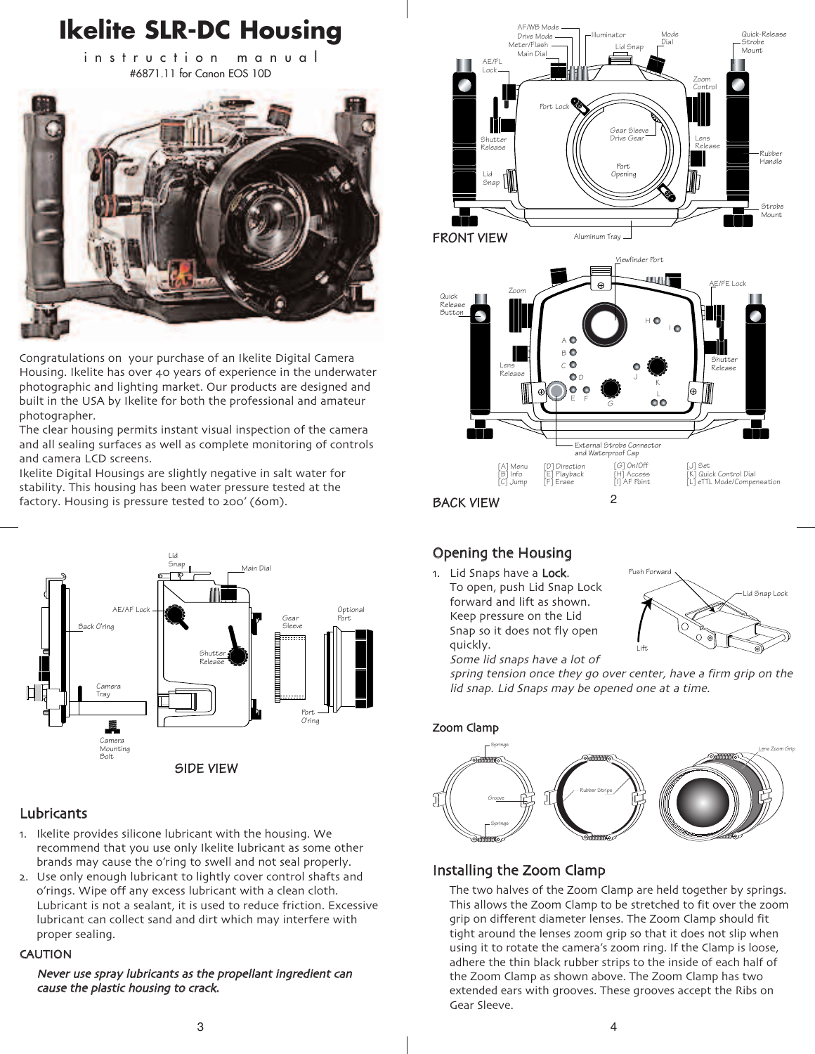# Ikelite SLR-DC Housing

i n s t r u c t i o n   m a n u a l

#6871.11 for Canon EOS 10D

Congratulations on your purchase of an Ikelite Digital Camera Housing. Ikelite has over 40 years of experience in the underwater photographic and lighting market. Our products are designed and built in the USA by Ikelite for both the professional and amateur photographer.

The clear housing permits instant visual inspection of the camera and all sealing surfaces as well as complete monitoring of controls and camera LCD screens.

Ikelite Digital Housings are slightly negative in salt water for stability. This housing has been water pressure tested at the factory. Housing is pressure tested to 200' (60m).

FRONT VIEW

AF/WB Mode, Drive Mode, Meter/Flash, Main Dial, AE/FL Lock, Illuminator, Lid Snap, Mode Dial, Quick-Release Strobe Mount, Zoom Control, Port Lock, Gear Sleeve Drive Gear, Shutter Release, Lens Release, Port Opening, Lid Snap, Rubber Handle, Strobe Mount, Aluminum Tray

BACK VIEW

Viewfinder Port, Quick Release Button, Zoom, AE/FE Lock, Lens Release, Shutter Release, External Strobe Connector and Waterproof Cap

[A] Menu
[B] Info
[C] Jump
[D] Direction
[E] Playback
[F] Erase
[G] On/Off
[H] Access
[I] AF Point
[J] Set
[K] Quick Control Dial
[L] eTTL Mode/Compensation

SIDE VIEW

Lid Snap, Main Dial, AE/AF Lock, Back O'ring, Gear Sleeve, Optional Port, Shutter Release, Camera Tray, Port O'ring, Camera Mounting Bolt

## Lubricants

1. Ikelite provides silicone lubricant with the housing. We recommend that you use only Ikelite lubricant as some other brands may cause the o'ring to swell and not seal properly.
2. Use only enough lubricant to lightly cover control shafts and o'rings. Wipe off any excess lubricant with a clean cloth. Lubricant is not a sealant, it is used to reduce friction. Excessive lubricant can collect sand and dirt which may interfere with proper sealing.

### CAUTION

***Never use spray lubricants as the propellant ingredient can cause the plastic housing to crack.***

## Opening the Housing

1. Lid Snaps have a **Lock**.
   To open, push Lid Snap Lock forward and lift as shown. Keep pressure on the Lid Snap so it does not fly open quickly.
   *Some lid snaps have a lot of spring tension once they go over center, have a firm grip on the lid snap. Lid Snaps may be opened one at a time.*

Push Forward, Lid Snap Lock, Lift

## Zoom Clamp

Springs, Groove, Springs, Rubber Strips, Lens Zoom Grip

## Installing the Zoom Clamp

The two halves of the Zoom Clamp are held together by springs. This allows the Zoom Clamp to be stretched to fit over the zoom grip on different diameter lenses. The Zoom Clamp should fit tight around the lenses zoom grip so that it does not slip when using it to rotate the camera's zoom ring. If the Clamp is loose, adhere the thin black rubber strips to the inside of each half of the Zoom Clamp as shown above. The Zoom Clamp has two extended ears with grooves. These grooves accept the Ribs on Gear Sleeve.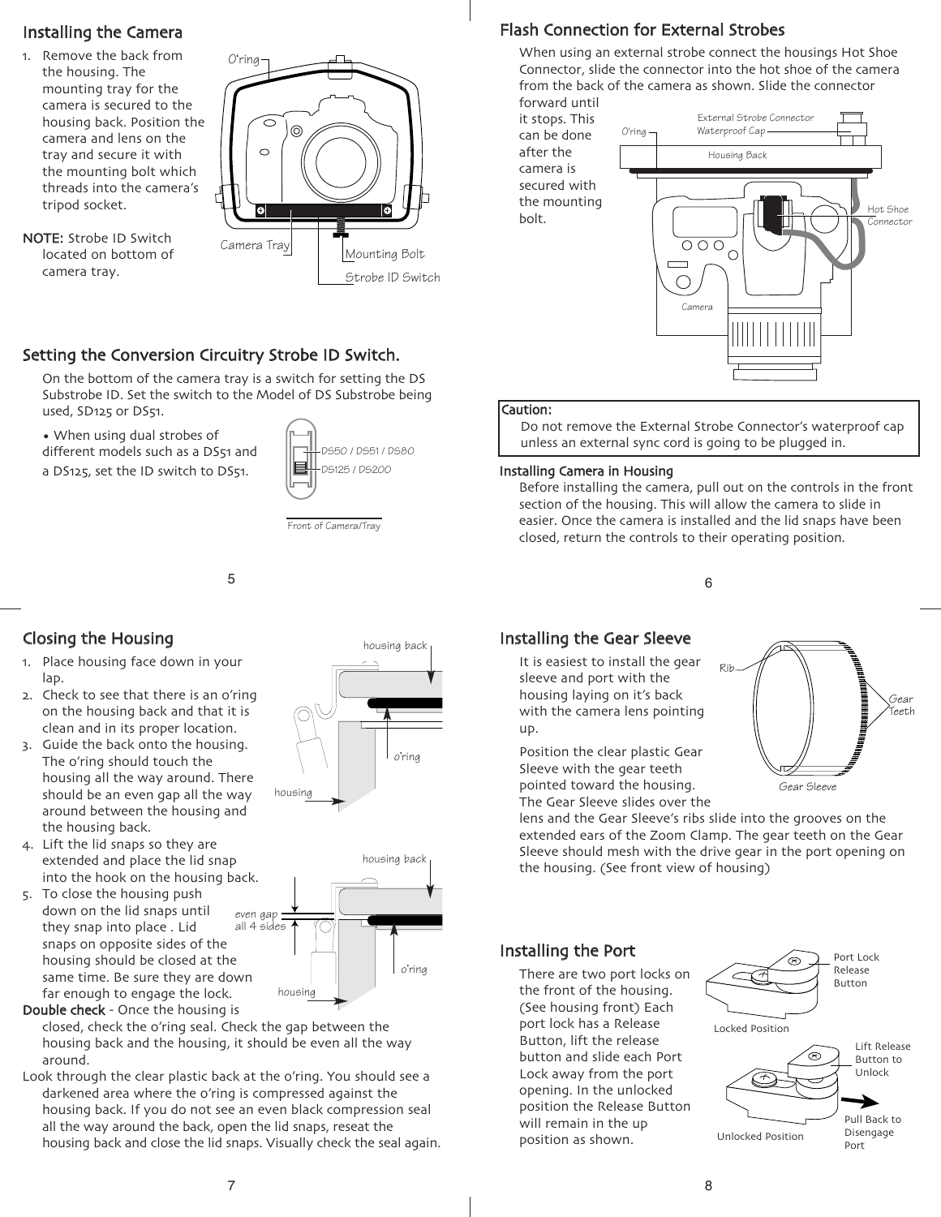## Installing the Camera

1. Remove the back from the housing. The mounting tray for the camera is secured to the housing back. Position the camera and lens on the tray and secure it with the mounting bolt which threads into the camera's tripod socket.

**NOTE:** Strobe ID Switch located on bottom of camera tray.

O'ring

Camera Tray

Mounting Bolt

Strobe ID Switch

## Setting the Conversion Circuitry Strobe ID Switch.

On the bottom of the camera tray is a switch for setting the DS Substrobe ID. Set the switch to the Model of DS Substrobe being used, SD125 or DS51.

• When using dual strobes of different models such as a DS51 and a DS125, set the ID switch to DS51.

DS50 / DS51 / DS80

DS125 / DS200

Front of Camera/Tray

## Flash Connection for External Strobes

When using an external strobe connect the housings Hot Shoe Connector, slide the connector into the hot shoe of the camera from the back of the camera as shown. Slide the connector forward until it stops. This can be done after the camera is secured with the mounting bolt.

O'ring

External Strobe Connector Waterproof Cap

Housing Back

Hot Shoe Connector

Camera

**Caution:**

Do not remove the External Strobe Connector's waterproof cap unless an external sync cord is going to be plugged in.

**Installing Camera in Housing**

Before installing the camera, pull out on the controls in the front section of the housing. This will allow the camera to slide in easier. Once the camera is installed and the lid snaps have been closed, return the controls to their operating position.

## Closing the Housing

1. Place housing face down in your lap.
2. Check to see that there is an o'ring on the housing back and that it is clean and in its proper location.
3. Guide the back onto the housing. The o'ring should touch the housing all the way around. There should be an even gap all the way around between the housing and the housing back.
4. Lift the lid snaps so they are extended and place the lid snap into the hook on the housing back.
5. To close the housing push down on the lid snaps until they snap into place . Lid snaps on opposite sides of the housing should be closed at the same time. Be sure they are down far enough to engage the lock.

**Double check** - Once the housing is closed, check the o'ring seal. Check the gap between the housing back and the housing, it should be even all the way around.

Look through the clear plastic back at the o'ring. You should see a darkened area where the o'ring is compressed against the housing back. If you do not see an even black compression seal all the way around the back, open the lid snaps, reseat the housing back and close the lid snaps. Visually check the seal again.

housing back

o'ring

housing

housing back

even gap all 4 sides

o'ring

housing

## Installing the Gear Sleeve

It is easiest to install the gear sleeve and port with the housing laying on it's back with the camera lens pointing up.

Position the clear plastic Gear Sleeve with the gear teeth pointed toward the housing. The Gear Sleeve slides over the lens and the Gear Sleeve's ribs slide into the grooves on the extended ears of the Zoom Clamp. The gear teeth on the Gear Sleeve should mesh with the drive gear in the port opening on the housing. (See front view of housing)

Rib

Gear Teeth

Gear Sleeve

## Installing the Port

There are two port locks on the front of the housing. (See housing front) Each port lock has a Release Button, lift the release button and slide each Port Lock away from the port opening. In the unlocked position the Release Button will remain in the up position as shown.

Port Lock Release Button

Locked Position

Lift Release Button to Unlock

Pull Back to Disengage Port

Unlocked Position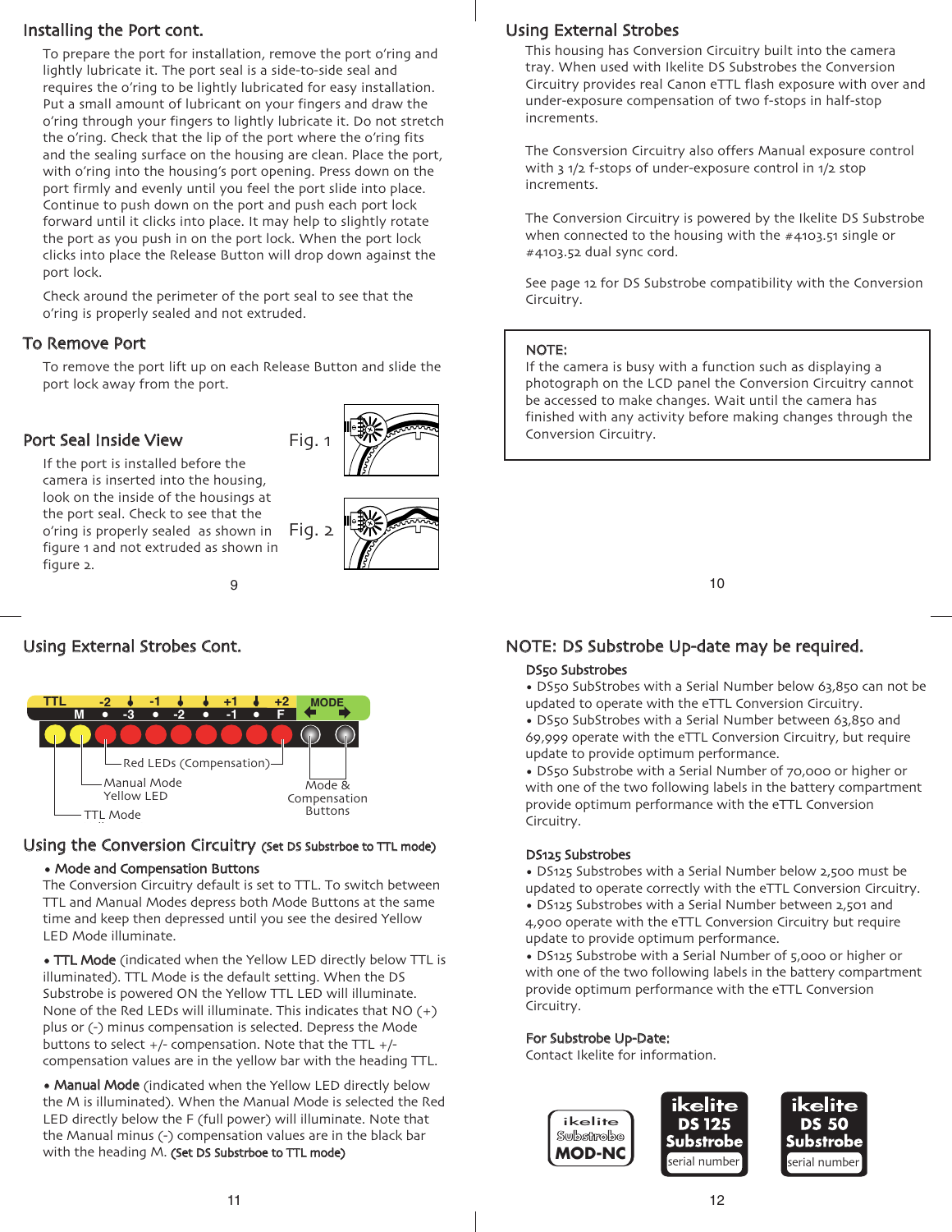## Installing the Port cont.

To prepare the port for installation, remove the port o'ring and lightly lubricate it. The port seal is a side-to-side seal and requires the o'ring to be lightly lubricated for easy installation. Put a small amount of lubricant on your fingers and draw the o'ring through your fingers to lightly lubricate it. Do not stretch the o'ring. Check that the lip of the port where the o'ring fits and the sealing surface on the housing are clean. Place the port, with o'ring into the housing's port opening. Press down on the port firmly and evenly until you feel the port slide into place. Continue to push down on the port and push each port lock forward until it clicks into place. It may help to slightly rotate the port as you push in on the port lock. When the port lock clicks into place the Release Button will drop down against the port lock.

Check around the perimeter of the port seal to see that the o'ring is properly sealed and not extruded.

## To Remove Port

To remove the port lift up on each Release Button and slide the port lock away from the port.

## Port Seal Inside View

If the port is installed before the camera is inserted into the housing, look on the inside of the housings at the port seal. Check to see that the o'ring is properly sealed as shown in figure 1 and not extruded as shown in figure 2.

Fig. 1

Fig. 2

## Using External Strobes

This housing has Conversion Circuitry built into the camera tray. When used with Ikelite DS Substrobes the Conversion Circuitry provides real Canon eTTL flash exposure with over and under-exposure compensation of two f-stops in half-stop increments.

The Consversion Circuitry also offers Manual exposure control with 3 1/2 f-stops of under-exposure control in 1/2 stop increments.

The Conversion Circuitry is powered by the Ikelite DS Substrobe when connected to the housing with the #4103.51 single or #4103.52 dual sync cord.

See page 12 for DS Substrobe compatibility with the Conversion Circuitry.

> **NOTE:**
> If the camera is busy with a function such as displaying a photograph on the LCD panel the Conversion Circuitry cannot be accessed to make changes. Wait until the camera has finished with any activity before making changes through the Conversion Circuitry.

## Using External Strobes Cont.

TTL -2 -1 +1 +2 MODE
M -3 -2 -1 F

Red LEDs (Compensation)
Manual Mode Yellow LED
TTL Mode
Mode & Compensation Buttons

## Using the Conversion Circuitry (Set DS Substrboe to TTL mode)

- **Mode and Compensation Buttons**

The Conversion Circuitry default is set to TTL. To switch between TTL and Manual Modes depress both Mode Buttons at the same time and keep then depressed until you see the desired Yellow LED Mode illuminate.

- **TTL Mode** (indicated when the Yellow LED directly below TTL is illuminated). TTL Mode is the default setting. When the DS Substrobe is powered ON the Yellow TTL LED will illuminate. None of the Red LEDs will illuminate. This indicates that NO (+) plus or (-) minus compensation is selected. Depress the Mode buttons to select +/- compensation. Note that the TTL +/- compensation values are in the yellow bar with the heading TTL.

- **Manual Mode** (indicated when the Yellow LED directly below the M is illuminated). When the Manual Mode is selected the Red LED directly below the F (full power) will illuminate. Note that the Manual minus (-) compensation values are in the black bar with the heading M. **(Set DS Substrboe to TTL mode)**

## NOTE: DS Substrobe Up-date may be required.

### DS50 Substrobes

- DS50 SubStrobes with a Serial Number below 63,850 can not be updated to operate with the eTTL Conversion Circuitry.
- DS50 SubStrobes with a Serial Number between 63,850 and 69,999 operate with the eTTL Conversion Circuitry, but require update to provide optimum performance.
- DS50 Substrobe with a Serial Number of 70,000 or higher or with one of the two following labels in the battery compartment provide optimum performance with the eTTL Conversion Circuitry.

### DS125 Substrobes

- DS125 Substrobes with a Serial Number below 2,500 must be updated to operate correctly with the eTTL Conversion Circuitry.
- DS125 Substrobes with a Serial Number between 2,501 and 4,900 operate with the eTTL Conversion Circuitry but require update to provide optimum performance.
- DS125 Substrobe with a Serial Number of 5,000 or higher or with one of the two following labels in the battery compartment provide optimum performance with the eTTL Conversion Circuitry.

### For Substrobe Up-Date:

Contact Ikelite for information.

ikelite Substrobe MOD-NC

ikelite DS 125 Substrobe serial number

ikelite DS 50 Substrobe serial number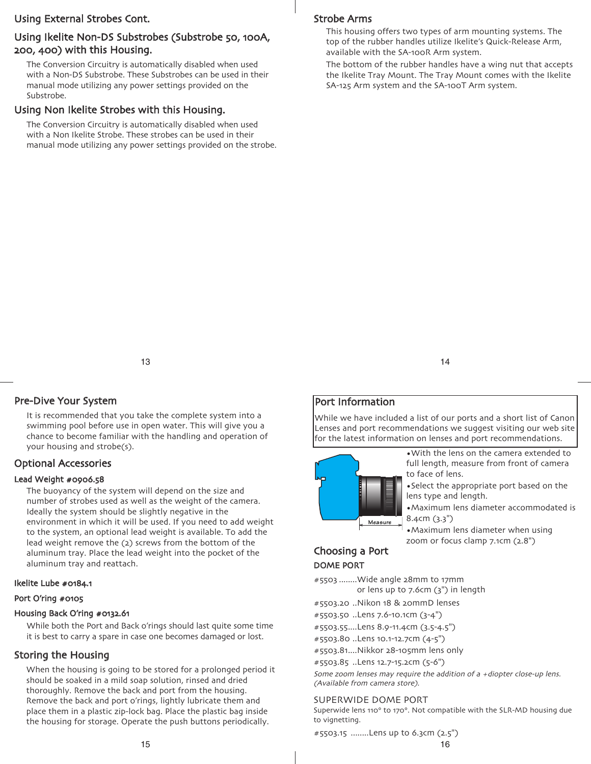## Using External Strobes Cont.

### Using Ikelite Non-DS Substrobes (Substrobe 50, 100A, 200, 400) with this Housing.

The Conversion Circuitry is automatically disabled when used with a Non-DS Substrobe. These Substrobes can be used in their manual mode utilizing any power settings provided on the Substrobe.

### Using Non Ikelite Strobes with this Housing.

The Conversion Circuitry is automatically disabled when used with a Non Ikelite Strobe. These strobes can be used in their manual mode utilizing any power settings provided on the strobe.

## Strobe Arms

This housing offers two types of arm mounting systems. The top of the rubber handles utilize Ikelite's Quick-Release Arm, available with the SA-100R Arm system.

The bottom of the rubber handles have a wing nut that accepts the Ikelite Tray Mount. The Tray Mount comes with the Ikelite SA-125 Arm system and the SA-100T Arm system.

## Pre-Dive Your System

It is recommended that you take the complete system into a swimming pool before use in open water. This will give you a chance to become familiar with the handling and operation of your housing and strobe(s).

## Optional Accessories

### Lead Weight #0906.58

The buoyancy of the system will depend on the size and number of strobes used as well as the weight of the camera. Ideally the system should be slightly negative in the environment in which it will be used. If you need to add weight to the system, an optional lead weight is available. To add the lead weight remove the (2) screws from the bottom of the aluminum tray. Place the lead weight into the pocket of the aluminum tray and reattach.

### Ikelite Lube #0184.1

### Port O'ring #0105

### Housing Back O'ring #0132.61

While both the Port and Back o'rings should last quite some time it is best to carry a spare in case one becomes damaged or lost.

## Storing the Housing

When the housing is going to be stored for a prolonged period it should be soaked in a mild soap solution, rinsed and dried thoroughly. Remove the back and port from the housing. Remove the back and port o'rings, lightly lubricate them and place them in a plastic zip-lock bag. Place the plastic bag inside the housing for storage. Operate the push buttons periodically.

## Port Information

While we have included a list of our ports and a short list of Canon Lenses and port recommendations we suggest visiting our web site for the latest information on lenses and port recommendations.

Measure

- With the lens on the camera extended to full length, measure from front of camera to face of lens.
- Select the appropriate port based on the lens type and length.
- Maximum lens diameter accommodated is 8.4cm (3.3")
- Maximum lens diameter when using zoom or focus clamp 7.1cm (2.8")

## Choosing a Port

### DOME PORT

#5503 ........Wide angle 28mm to 17mm or lens up to 7.6cm (3") in length

#5503.20 ..Nikon 18 & 20mmD lenses

#5503.50 ..Lens 7.6-10.1cm (3-4")

#5503.55....Lens 8.9-11.4cm (3.5-4.5")

#5503.80 ..Lens 10.1-12.7cm (4-5")

#5503.81....Nikkor 28-105mm lens only

#5503.85 ..Lens 12.7-15.2cm (5-6")

*Some zoom lenses may require the addition of a +diopter close-up lens. (Available from camera store).*

### SUPERWIDE DOME PORT

Superwide lens 110° to 170°. Not compatible with the SLR-MD housing due to vignetting.

#5503.15 ........Lens up to 6.3cm (2.5")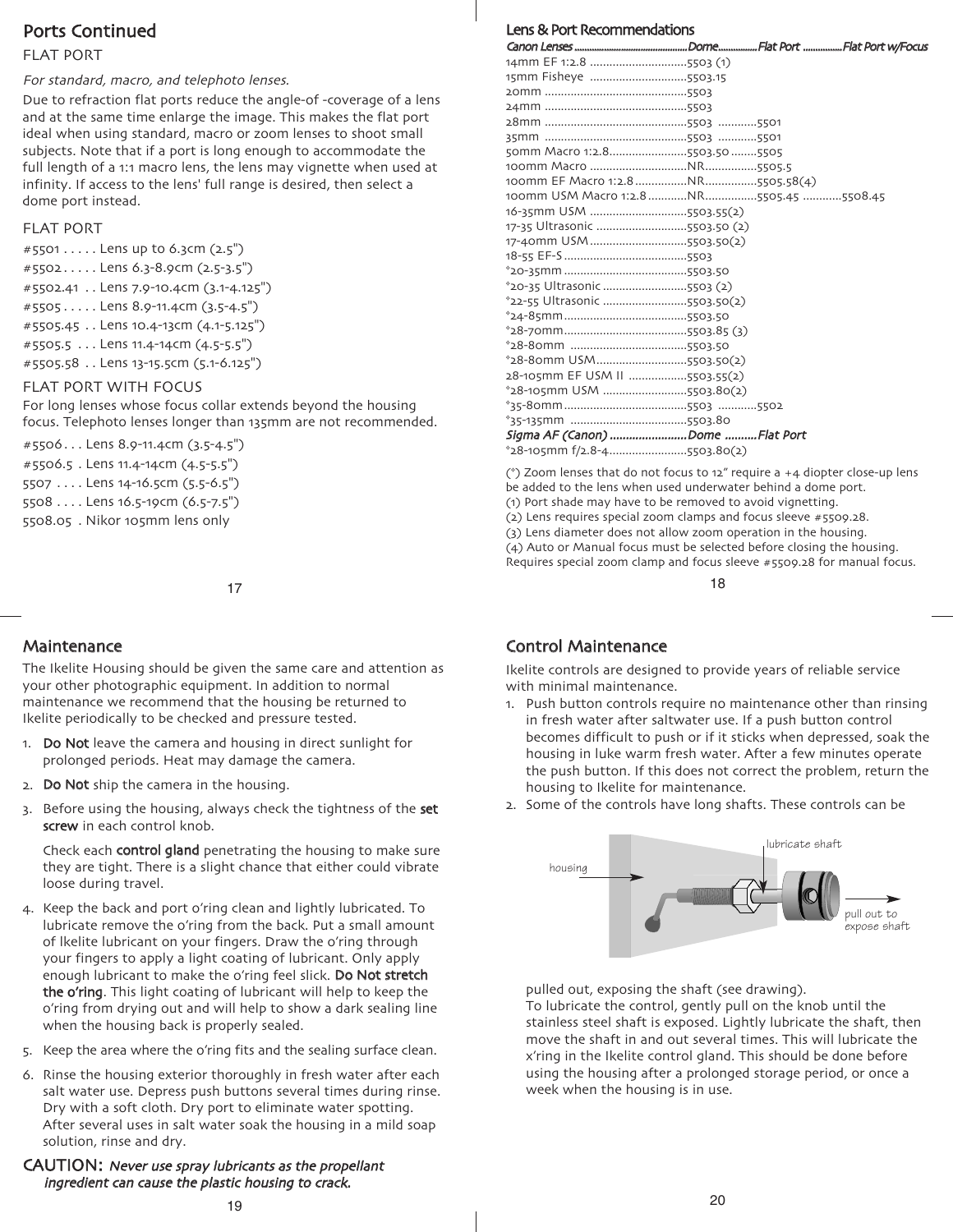## Ports Continued

FLAT PORT

*For standard, macro, and telephoto lenses.*

Due to refraction flat ports reduce the angle-of -coverage of a lens and at the same time enlarge the image. This makes the flat port ideal when using standard, macro or zoom lenses to shoot small subjects. Note that if a port is long enough to accommodate the full length of a 1:1 macro lens, the lens may vignette when used at infinity. If access to the lens' full range is desired, then select a dome port instead.

FLAT PORT

#5501 . . . . . Lens up to 6.3cm (2.5")
#5502 . . . . . Lens 6.3-8.9cm (2.5-3.5")
#5502.41 . . Lens 7.9-10.4cm (3.1-4.125")
#5505 . . . . . Lens 8.9-11.4cm (3.5-4.5")
#5505.45 . . Lens 10.4-13cm (4.1-5.125")
#5505.5 . . . Lens 11.4-14cm (4.5-5.5")
#5505.58 . . Lens 13-15.5cm (5.1-6.125")

FLAT PORT WITH FOCUS

For long lenses whose focus collar extends beyond the housing focus. Telephoto lenses longer than 135mm are not recommended.

#5506 . . . Lens 8.9-11.4cm (3.5-4.5")
#5506.5 . Lens 11.4-14cm (4.5-5.5")
5507 . . . . Lens 14-16.5cm (5.5-6.5")
5508 . . . . Lens 16.5-19cm (6.5-7.5")
5508.05 . Nikor 105mm lens only

## Lens & Port Recommendations

| Canon Lenses | Dome | Flat Port | Flat Port w/Focus |
|---|---|---|---|
| 14mm EF 1:2.8 | 5503 (1) | | |
| 15mm Fisheye | 5503.15 | | |
| 20mm | 5503 | | |
| 24mm | 5503 | | |
| 28mm | 5503 | 5501 | |
| 35mm | 5503 | 5501 | |
| 50mm Macro 1:2.8 | 5503.50 | 5505 | |
| 100mm Macro | NR | 5505.5 | |
| 100mm EF Macro 1:2.8 | NR | 5505.58(4) | |
| 100mm USM Macro 1:2.8 | NR | 5505.45 | 5508.45 |
| 16-35mm USM | 5503.55(2) | | |
| 17-35 Ultrasonic | 5503.50 (2) | | |
| 17-40mm USM | 5503.50(2) | | |
| 18-55 EF-S | 5503 | | |
| *20-35mm | 5503.50 | | |
| *20-35 Ultrasonic | 5503 (2) | | |
| *22-55 Ultrasonic | 5503.50(2) | | |
| *24-85mm | 5503.50 | | |
| *28-70mm | 5503.85 (3) | | |
| *28-80mm | 5503.50 | | |
| *28-80mm USM | 5503.50(2) | | |
| 28-105mm EF USM II | 5503.55(2) | | |
| *28-105mm USM | 5503.80(2) | | |
| *35-80mm | 5503 | 5502 | |
| *35-135mm | 5503.80 | | |
| **Sigma AF (Canon)** | **Dome** | **Flat Port** | |
| *28-105mm f/2.8-4 | 5503.80(2) | | |

(*) Zoom lenses that do not focus to 12" require a +4 diopter close-up lens be added to the lens when used underwater behind a dome port.
(1) Port shade may have to be removed to avoid vignetting.
(2) Lens requires special zoom clamps and focus sleeve #5509.28.
(3) Lens diameter does not allow zoom operation in the housing.
(4) Auto or Manual focus must be selected before closing the housing. Requires special zoom clamp and focus sleeve #5509.28 for manual focus.

## Maintenance

The Ikelite Housing should be given the same care and attention as your other photographic equipment. In addition to normal maintenance we recommend that the housing be returned to Ikelite periodically to be checked and pressure tested.

1. **Do Not** leave the camera and housing in direct sunlight for prolonged periods. Heat may damage the camera.
2. **Do Not** ship the camera in the housing.
3. Before using the housing, always check the tightness of the **set screw** in each control knob.

   Check each **control gland** penetrating the housing to make sure they are tight. There is a slight chance that either could vibrate loose during travel.
4. Keep the back and port o'ring clean and lightly lubricated. To lubricate remove the o'ring from the back. Put a small amount of Ikelite lubricant on your fingers. Draw the o'ring through your fingers to apply a light coating of lubricant. Only apply enough lubricant to make the o'ring feel slick. **Do Not stretch the o'ring**. This light coating of lubricant will help to keep the o'ring from drying out and will help to show a dark sealing line when the housing back is properly sealed.
5. Keep the area where the o'ring fits and the sealing surface clean.
6. Rinse the housing exterior thoroughly in fresh water after each salt water use. Depress push buttons several times during rinse. Dry with a soft cloth. Dry port to eliminate water spotting. After several uses in salt water soak the housing in a mild soap solution, rinse and dry.

**CAUTION:** ***Never use spray lubricants as the propellant ingredient can cause the plastic housing to crack.***

## Control Maintenance

Ikelite controls are designed to provide years of reliable service with minimal maintenance.

1. Push button controls require no maintenance other than rinsing in fresh water after saltwater use. If a push button control becomes difficult to push or if it sticks when depressed, soak the housing in luke warm fresh water. After a few minutes operate the push button. If this does not correct the problem, return the housing to Ikelite for maintenance.
2. Some of the controls have long shafts. These controls can be pulled out, exposing the shaft (see drawing).

   housing — lubricate shaft — pull out to expose shaft

   To lubricate the control, gently pull on the knob until the stainless steel shaft is exposed. Lightly lubricate the shaft, then move the shaft in and out several times. This will lubricate the x'ring in the Ikelite control gland. This should be done before using the housing after a prolonged storage period, or once a week when the housing is in use.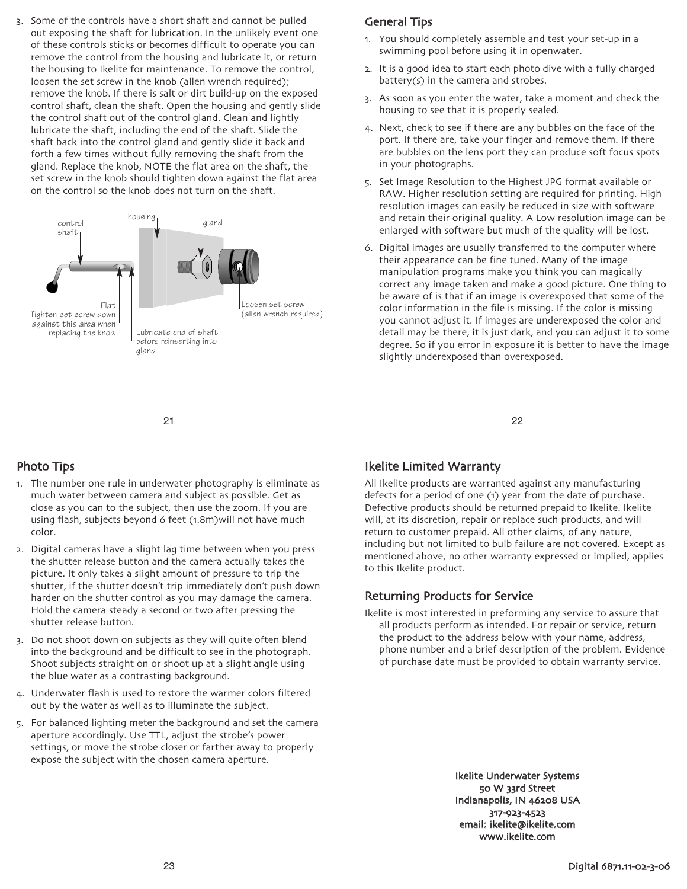3. Some of the controls have a short shaft and cannot be pulled out exposing the shaft for lubrication. In the unlikely event one of these controls sticks or becomes difficult to operate you can remove the control from the housing and lubricate it, or return the housing to Ikelite for maintenance. To remove the control, loosen the set screw in the knob (allen wrench required); remove the knob. If there is salt or dirt build-up on the exposed control shaft, clean the shaft. Open the housing and gently slide the control shaft out of the control gland. Clean and lightly lubricate the shaft, including the end of the shaft. Slide the shaft back into the control gland and gently slide it back and forth a few times without fully removing the shaft from the gland. Replace the knob, NOTE the flat area on the shaft, the set screw in the knob should tighten down against the flat area on the control so the knob does not turn on the shaft.

control shaft

housing

gland

Flat
Tighten set screw down against this area when replacing the knob.

Lubricate end of shaft before reinserting into gland

Loosen set screw (allen wrench required)

## General Tips

1. You should completely assemble and test your set-up in a swimming pool before using it in openwater.
2. It is a good idea to start each photo dive with a fully charged battery(s) in the camera and strobes.
3. As soon as you enter the water, take a moment and check the housing to see that it is properly sealed.
4. Next, check to see if there are any bubbles on the face of the port. If there are, take your finger and remove them. If there are bubbles on the lens port they can produce soft focus spots in your photographs.
5. Set Image Resolution to the Highest JPG format available or RAW. Higher resolution setting are required for printing. High resolution images can easily be reduced in size with software and retain their original quality. A Low resolution image can be enlarged with software but much of the quality will be lost.
6. Digital images are usually transferred to the computer where their appearance can be fine tuned. Many of the image manipulation programs make you think you can magically correct any image taken and make a good picture. One thing to be aware of is that if an image is overexposed that some of the color information in the file is missing. If the color is missing you cannot adjust it. If images are underexposed the color and detail may be there, it is just dark, and you can adjust it to some degree. So if you error in exposure it is better to have the image slightly underexposed than overexposed.

## Photo Tips

1. The number one rule in underwater photography is eliminate as much water between camera and subject as possible. Get as close as you can to the subject, then use the zoom. If you are using flash, subjects beyond 6 feet (1.8m)will not have much color.
2. Digital cameras have a slight lag time between when you press the shutter release button and the camera actually takes the picture. It only takes a slight amount of pressure to trip the shutter, if the shutter doesn't trip immediately don't push down harder on the shutter control as you may damage the camera. Hold the camera steady a second or two after pressing the shutter release button.
3. Do not shoot down on subjects as they will quite often blend into the background and be difficult to see in the photograph. Shoot subjects straight on or shoot up at a slight angle using the blue water as a contrasting background.
4. Underwater flash is used to restore the warmer colors filtered out by the water as well as to illuminate the subject.
5. For balanced lighting meter the background and set the camera aperture accordingly. Use TTL, adjust the strobe's power settings, or move the strobe closer or farther away to properly expose the subject with the chosen camera aperture.

## Ikelite Limited Warranty

All Ikelite products are warranted against any manufacturing defects for a period of one (1) year from the date of purchase. Defective products should be returned prepaid to Ikelite. Ikelite will, at its discretion, repair or replace such products, and will return to customer prepaid. All other claims, of any nature, including but not limited to bulb failure are not covered. Except as mentioned above, no other warranty expressed or implied, applies to this Ikelite product.

## Returning Products for Service

Ikelite is most interested in preforming any service to assure that all products perform as intended. For repair or service, return the product to the address below with your name, address, phone number and a brief description of the problem. Evidence of purchase date must be provided to obtain warranty service.

**Ikelite Underwater Systems**
**50 W 33rd Street**
**Indianapolis, IN 46208 USA**
**317-923-4523**
**email: ikelite@ikelite.com**
**www.ikelite.com**

Digital 6871.11-02-3-06